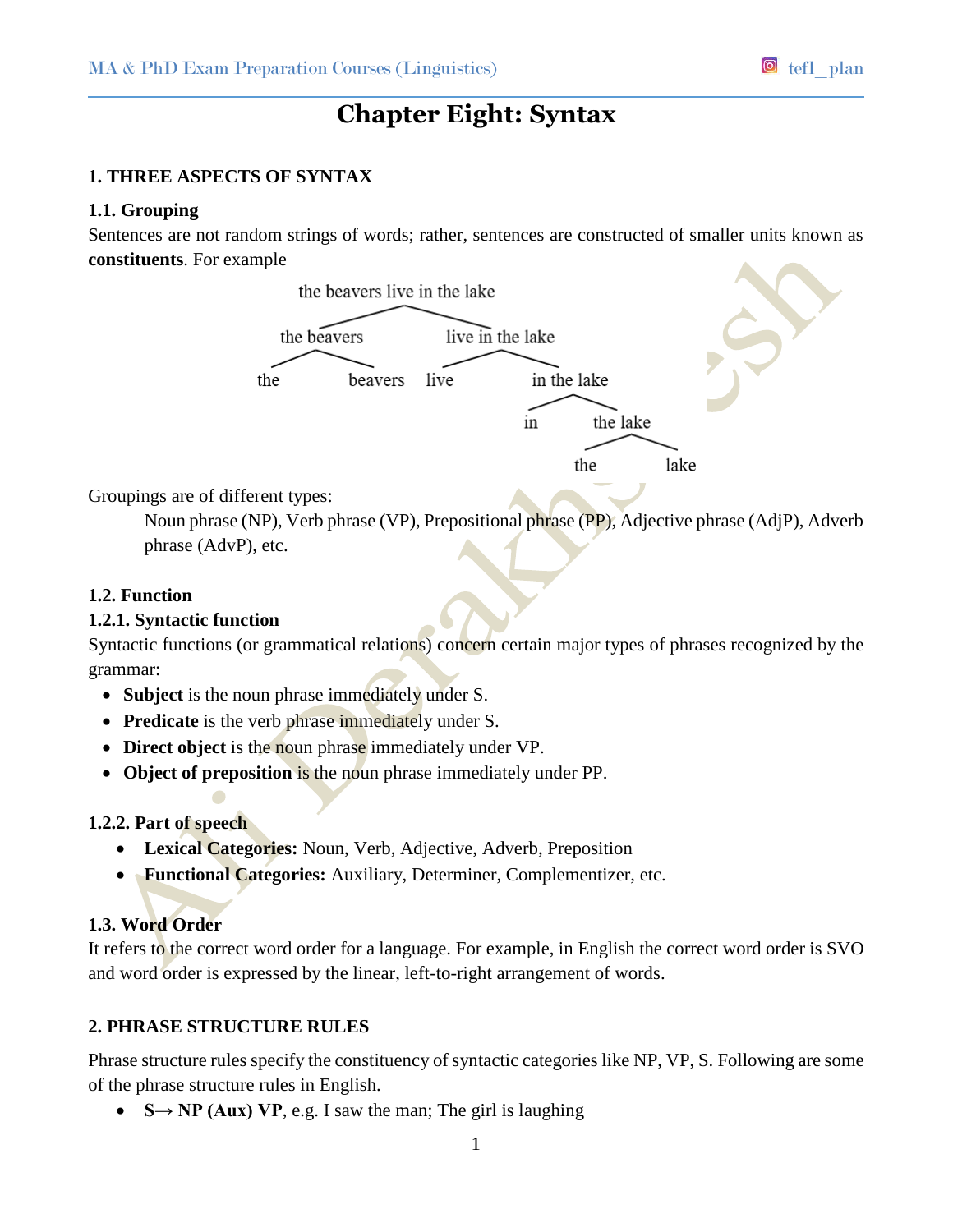# Chapter Eight: Syntax

## 1. THREE ASPECTS OF SYNTAX

### 1.1. Grouping

Sentences are not random strings of words; rather, sentences are constructed of smaller units known as **constituents**. For example

```
                 the beavers live in the lake
                /                            \
       the beavers                      live in the lake
       /         \                      /              \
    the        beavers               live          in the lake
                                                   /          \
                                                 in         the lake
                                                            /      \
                                                          the      lake
```

Groupings are of different types:

Noun phrase (NP), Verb phrase (VP), Prepositional phrase (PP), Adjective phrase (AdjP), Adverb phrase (AdvP), etc.

### 1.2. Function

#### 1.2.1. Syntactic function

Syntactic functions (or grammatical relations) concern certain major types of phrases recognized by the grammar:

- **Subject** is the noun phrase immediately under S.
- **Predicate** is the verb phrase immediately under S.
- **Direct object** is the noun phrase immediately under VP.
- **Object of preposition** is the noun phrase immediately under PP.

#### 1.2.2. Part of speech

- **Lexical Categories:** Noun, Verb, Adjective, Adverb, Preposition
- **Functional Categories:** Auxiliary, Determiner, Complementizer, etc.

### 1.3. Word Order

It refers to the correct word order for a language. For example, in English the correct word order is SVO and word order is expressed by the linear, left-to-right arrangement of words.

## 2. PHRASE STRUCTURE RULES

Phrase structure rules specify the constituency of syntactic categories like NP, VP, S. Following are some of the phrase structure rules in English.

- **S→ NP (Aux) VP**, e.g. I saw the man; The girl is laughing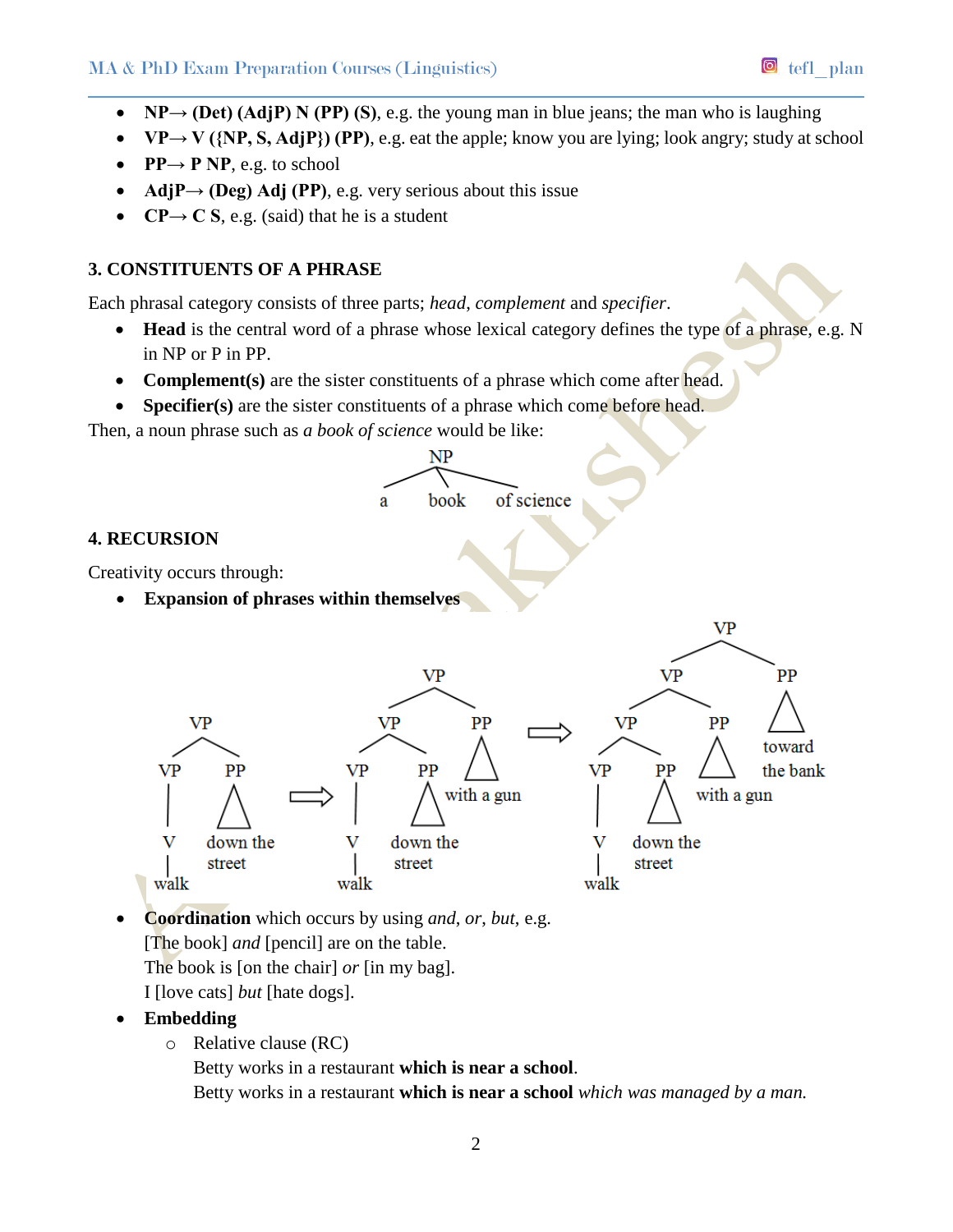- **NP→ (Det) (AdjP) N (PP) (S)**, e.g. the young man in blue jeans; the man who is laughing
- **VP→ V ({NP, S, AdjP}) (PP)**, e.g. eat the apple; know you are lying; look angry; study at school
- **PP→ P NP**, e.g. to school
- **AdjP→ (Deg) Adj (PP)**, e.g. very serious about this issue
- **CP→ C S**, e.g. (said) that he is a student

### 3. CONSTITUENTS OF A PHRASE

Each phrasal category consists of three parts; *head*, *complement* and *specifier*.

- **Head** is the central word of a phrase whose lexical category defines the type of a phrase, e.g. N in NP or P in PP.
- **Complement(s)** are the sister constituents of a phrase which come after head.
- **Specifier(s)** are the sister constituents of a phrase which come before head.

Then, a noun phrase such as *a book of science* would be like:

```
        NP
     /   |   \
    a   book  of science
```

### 4. RECURSION

Creativity occurs through:

- **Expansion of phrases within themselves**

```
[VP [VP [V walk]] [PP down the street]]
⇒ [VP [VP [VP [V walk]] [PP down the street]] [PP with a gun]]
⇒ [VP [VP [VP [VP [V walk]] [PP down the street]] [PP with a gun]] [PP toward the bank]]
```

- **Coordination** which occurs by using *and*, *or*, *but*, e.g.
  [The book] *and* [pencil] are on the table.
  The book is [on the chair] *or* [in my bag].
  I [love cats] *but* [hate dogs].
- **Embedding**
  - Relative clause (RC)
    Betty works in a restaurant **which is near a school**.
    Betty works in a restaurant **which is near a school** *which was managed by a man.*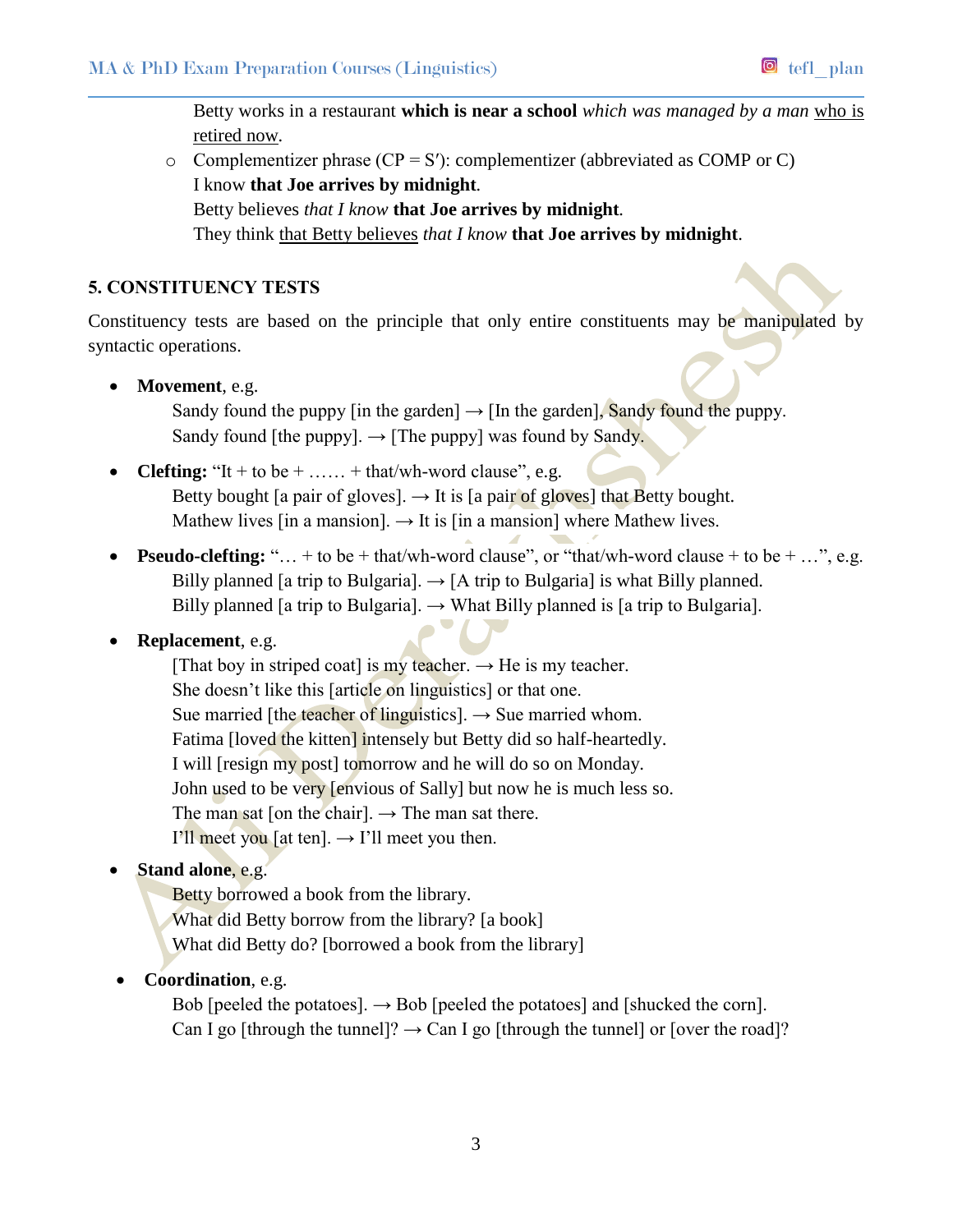Betty works in a restaurant **which is near a school** *which was managed by a man* <u>who is retired now</u>.

- Complementizer phrase (CP = S′): complementizer (abbreviated as COMP or C)

  I know **that Joe arrives by midnight**.

  Betty believes *that I know* **that Joe arrives by midnight**.

  They think <u>that Betty believes</u> *that I know* **that Joe arrives by midnight**.

## 5. CONSTITUENCY TESTS

Constituency tests are based on the principle that only entire constituents may be manipulated by syntactic operations.

- **Movement**, e.g.

  Sandy found the puppy [in the garden] → [In the garden], Sandy found the puppy.

  Sandy found [the puppy]. → [The puppy] was found by Sandy.

- **Clefting:** "It + to be + …… + that/wh-word clause", e.g.

  Betty bought [a pair of gloves]. → It is [a pair of gloves] that Betty bought.

  Mathew lives [in a mansion]. → It is [in a mansion] where Mathew lives.

- **Pseudo-clefting:** "… + to be + that/wh-word clause", or "that/wh-word clause + to be + …", e.g.

  Billy planned [a trip to Bulgaria]. → [A trip to Bulgaria] is what Billy planned.

  Billy planned [a trip to Bulgaria]. → What Billy planned is [a trip to Bulgaria].

- **Replacement**, e.g.

  [That boy in striped coat] is my teacher. → He is my teacher.

  She doesn't like this [article on linguistics] or that one.

  Sue married [the teacher of linguistics]. → Sue married whom.

  Fatima [loved the kitten] intensely but Betty did so half-heartedly.

  I will [resign my post] tomorrow and he will do so on Monday.

  John used to be very [envious of Sally] but now he is much less so.

  The man sat [on the chair]. → The man sat there.

  I'll meet you [at ten]. → I'll meet you then.

- **Stand alone**, e.g.

  Betty borrowed a book from the library.

  What did Betty borrow from the library? [a book]

  What did Betty do? [borrowed a book from the library]

- **Coordination**, e.g.

  Bob [peeled the potatoes]. → Bob [peeled the potatoes] and [shucked the corn].

  Can I go [through the tunnel]? → Can I go [through the tunnel] or [over the road]?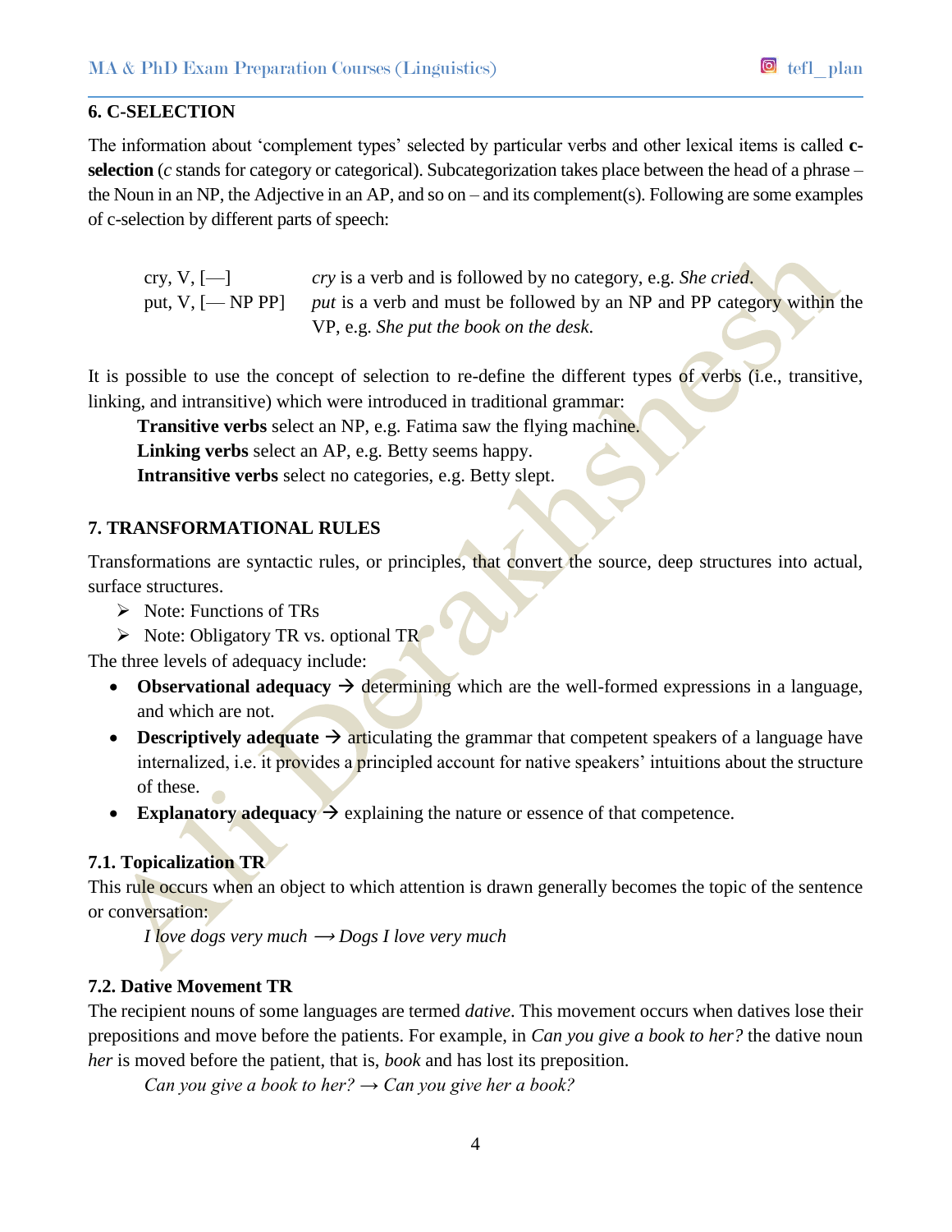## 6. C-SELECTION

The information about 'complement types' selected by particular verbs and other lexical items is called **c-selection** (*c* stands for category or categorical). Subcategorization takes place between the head of a phrase – the Noun in an NP, the Adjective in an AP, and so on – and its complement(s). Following are some examples of c-selection by different parts of speech:

| | |
|---|---|
| cry, V, [—] | *cry* is a verb and is followed by no category, e.g. *She cried*. |
| put, V, [— NP PP] | *put* is a verb and must be followed by an NP and PP category within the VP, e.g. *She put the book on the desk*. |

It is possible to use the concept of selection to re-define the different types of verbs (i.e., transitive, linking, and intransitive) which were introduced in traditional grammar:

**Transitive verbs** select an NP, e.g. Fatima saw the flying machine.
**Linking verbs** select an AP, e.g. Betty seems happy.
**Intransitive verbs** select no categories, e.g. Betty slept.

## 7. TRANSFORMATIONAL RULES

Transformations are syntactic rules, or principles, that convert the source, deep structures into actual, surface structures.

- ➢ Note: Functions of TRs
- ➢ Note: Obligatory TR vs. optional TR

The three levels of adequacy include:

- **Observational adequacy** → determining which are the well-formed expressions in a language, and which are not.
- **Descriptively adequate** → articulating the grammar that competent speakers of a language have internalized, i.e. it provides a principled account for native speakers' intuitions about the structure of these.
- **Explanatory adequacy** → explaining the nature or essence of that competence.

### 7.1. Topicalization TR

This rule occurs when an object to which attention is drawn generally becomes the topic of the sentence or conversation:

*I love dogs very much ⟶ Dogs I love very much*

### 7.2. Dative Movement TR

The recipient nouns of some languages are termed *dative*. This movement occurs when datives lose their prepositions and move before the patients. For example, in *Can you give a book to her?* the dative noun *her* is moved before the patient, that is, *book* and has lost its preposition.

*Can you give a book to her? → Can you give her a book?*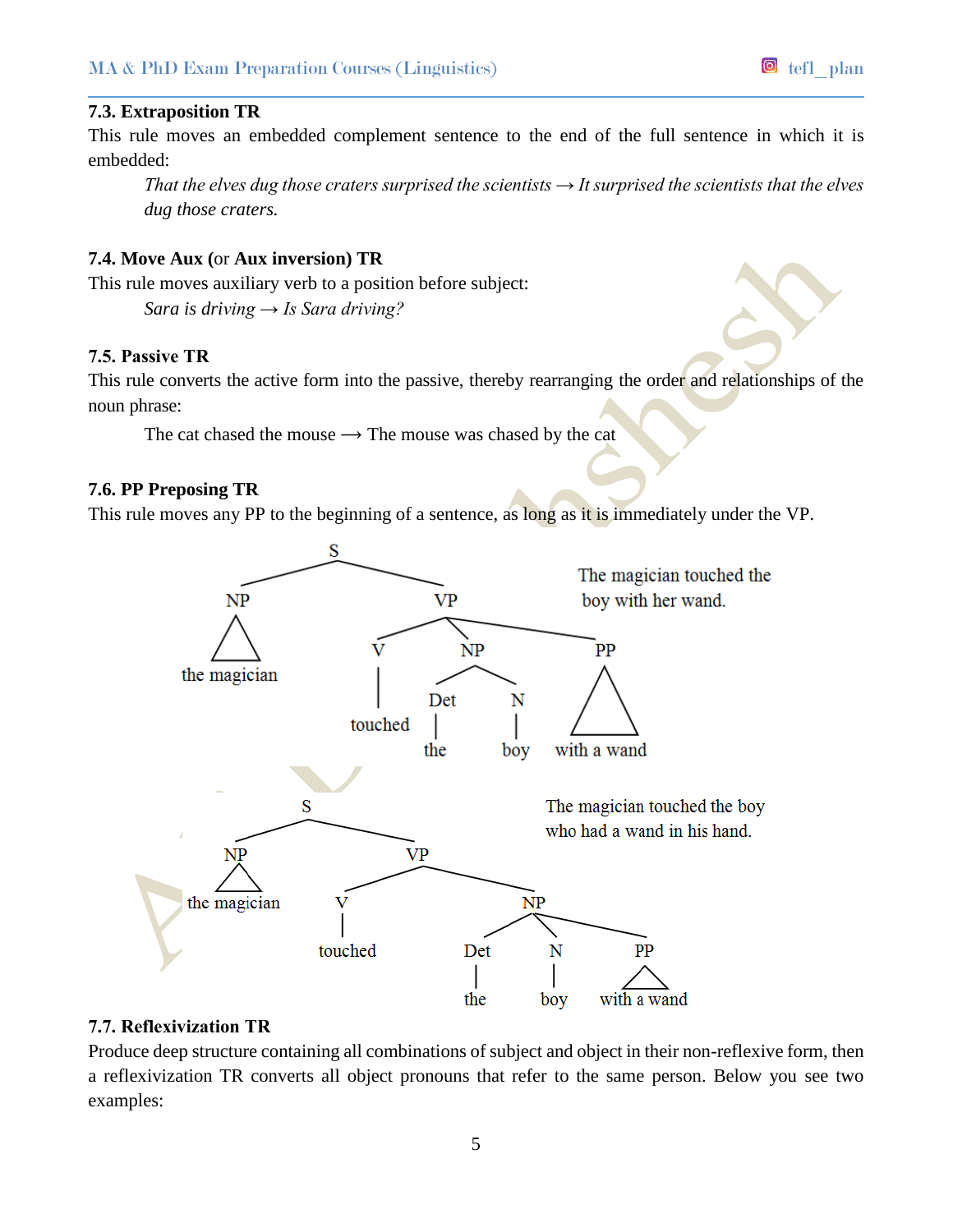### 7.3. Extraposition TR

This rule moves an embedded complement sentence to the end of the full sentence in which it is embedded:

> *That the elves dug those craters surprised the scientists* → *It surprised the scientists that the elves dug those craters.*

### 7.4. Move Aux (or Aux inversion) TR

This rule moves auxiliary verb to a position before subject:

> *Sara is driving* → *Is Sara driving?*

### 7.5. Passive TR

This rule converts the active form into the passive, thereby rearranging the order and relationships of the noun phrase:

> The cat chased the mouse ⟶ The mouse was chased by the cat

### 7.6. PP Preposing TR

This rule moves any PP to the beginning of a sentence, as long as it is immediately under the VP.

```
                S
        ________|________
       NP               VP
       /\        _______|________
the magician    V       NP        PP
                |      /  \       /\
             touched  Det   N   with a wand
                       |    |
                      the  boy
```

The magician touched the boy with her wand.

```
                S
        ________|________
       NP               VP
       /\         ______|______
the magician     V            NP
                 |       _____|_____
              touched   Det   N     PP
                         |    |     /\
                        the  boy  with a wand
```

The magician touched the boy who had a wand in his hand.

### 7.7. Reflexivization TR

Produce deep structure containing all combinations of subject and object in their non-reflexive form, then a reflexivization TR converts all object pronouns that refer to the same person. Below you see two examples: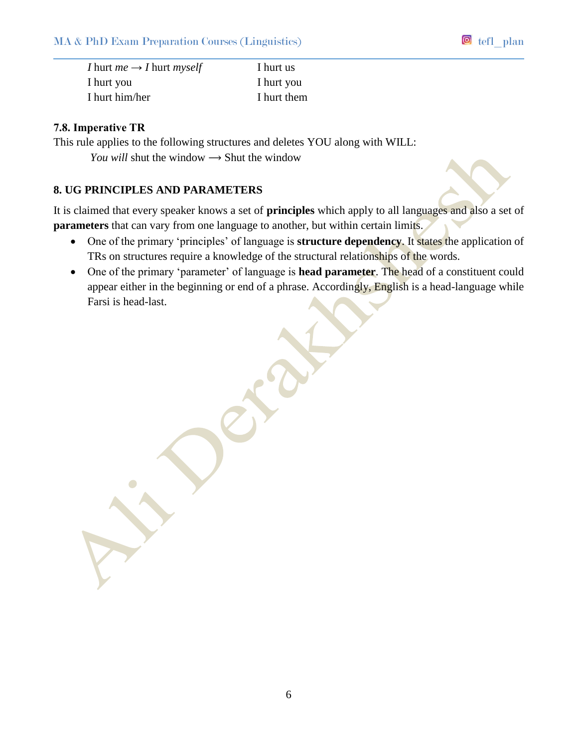| | |
|---|---|
| *I* hurt *me* → *I* hurt *myself* | I hurt us |
| I hurt you | I hurt you |
| I hurt him/her | I hurt them |

### 7.8. Imperative TR

This rule applies to the following structures and deletes YOU along with WILL:

*You will* shut the window ⟶ Shut the window

## 8. UG PRINCIPLES AND PARAMETERS

It is claimed that every speaker knows a set of **principles** which apply to all languages and also a set of **parameters** that can vary from one language to another, but within certain limits.

- One of the primary 'principles' of language is **structure dependency**. It states the application of TRs on structures require a knowledge of the structural relationships of the words.
- One of the primary 'parameter' of language is **head parameter**. The head of a constituent could appear either in the beginning or end of a phrase. Accordingly, English is a head-language while Farsi is head-last.